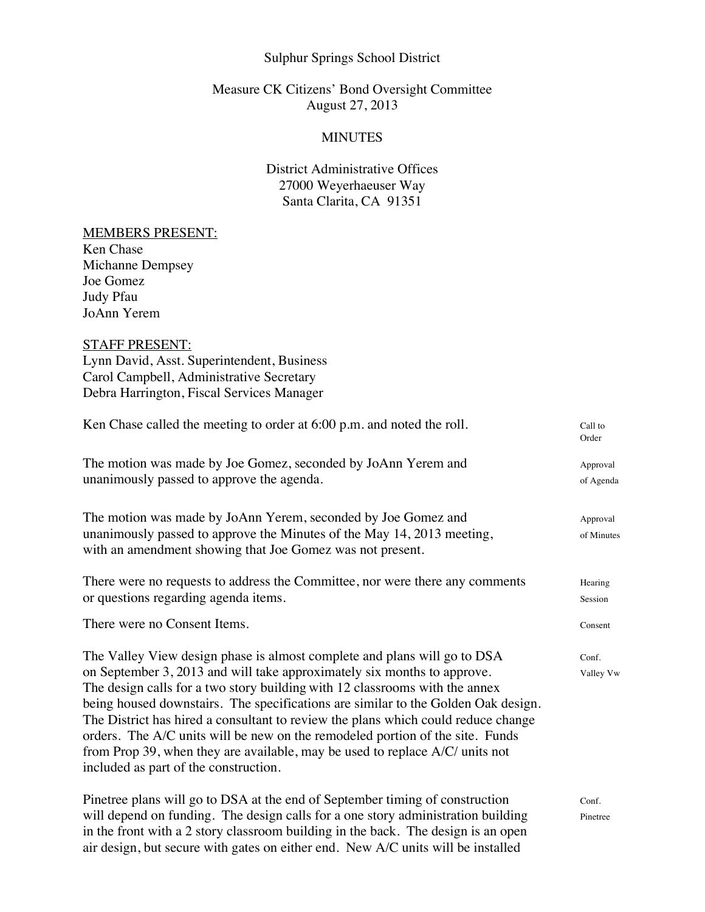Sulphur Springs School District

Measure CK Citizens' Bond Oversight Committee
August 27, 2013

MINUTES

District Administrative Offices
27000 Weyerhaeuser Way
Santa Clarita, CA 91351

MEMBERS PRESENT:
Ken Chase
Michanne Dempsey
Joe Gomez
Judy Pfau
JoAnn Yerem

STAFF PRESENT:
Lynn David, Asst. Superintendent, Business
Carol Campbell, Administrative Secretary
Debra Harrington, Fiscal Services Manager

| | |
|---|---|
| Ken Chase called the meeting to order at 6:00 p.m. and noted the roll. | Call to Order |
| The motion was made by Joe Gomez, seconded by JoAnn Yerem and unanimously passed to approve the agenda. | Approval of Agenda |
| The motion was made by JoAnn Yerem, seconded by Joe Gomez and unanimously passed to approve the Minutes of the May 14, 2013 meeting, with an amendment showing that Joe Gomez was not present. | Approval of Minutes |
| There were no requests to address the Committee, nor were there any comments or questions regarding agenda items. | Hearing Session |
| There were no Consent Items. | Consent |
| The Valley View design phase is almost complete and plans will go to DSA on September 3, 2013 and will take approximately six months to approve. The design calls for a two story building with 12 classrooms with the annex being housed downstairs. The specifications are similar to the Golden Oak design. The District has hired a consultant to review the plans which could reduce change orders. The A/C units will be new on the remodeled portion of the site. Funds from Prop 39, when they are available, may be used to replace A/C/ units not included as part of the construction. | Conf. Valley Vw |
| Pinetree plans will go to DSA at the end of September timing of construction will depend on funding. The design calls for a one story administration building in the front with a 2 story classroom building in the back. The design is an open air design, but secure with gates on either end. New A/C units will be installed | Conf. Pinetree |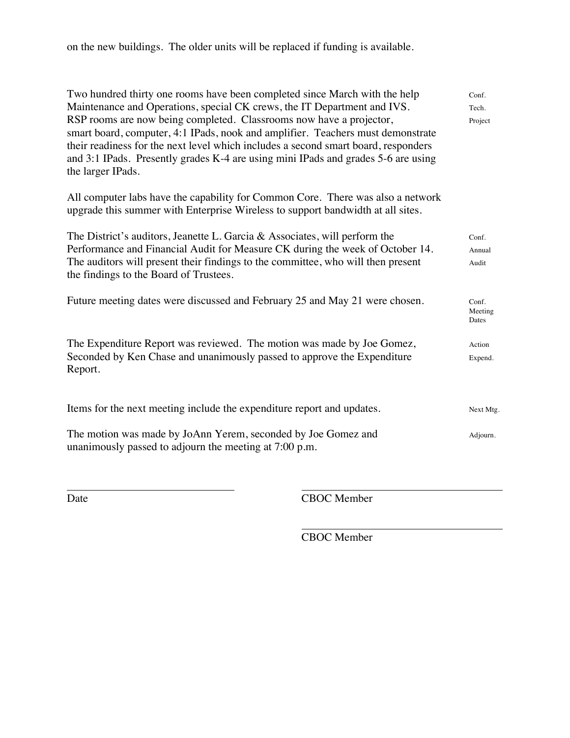on the new buildings. The older units will be replaced if funding is available.

Two hundred thirty one rooms have been completed since March with the help Maintenance and Operations, special CK crews, the IT Department and IVS. RSP rooms are now being completed. Classrooms now have a projector, smart board, computer, 4:1 IPads, nook and amplifier. Teachers must demonstrate their readiness for the next level which includes a second smart board, responders and 3:1 IPads. Presently grades K-4 are using mini IPads and grades 5-6 are using the larger IPads. — Conf. Tech. Project

All computer labs have the capability for Common Core. There was also a network upgrade this summer with Enterprise Wireless to support bandwidth at all sites.

The District's auditors, Jeanette L. Garcia & Associates, will perform the Performance and Financial Audit for Measure CK during the week of October 14. The auditors will present their findings to the committee, who will then present the findings to the Board of Trustees. — Conf. Annual Audit

Future meeting dates were discussed and February 25 and May 21 were chosen. — Conf. Meeting Dates

The Expenditure Report was reviewed. The motion was made by Joe Gomez, Seconded by Ken Chase and unanimously passed to approve the Expenditure Report. — Action Expend.

Items for the next meeting include the expenditure report and updates. — Next Mtg.

The motion was made by JoAnn Yerem, seconded by Joe Gomez and unanimously passed to adjourn the meeting at 7:00 p.m. — Adjourn.

\_\_\_\_\_\_\_\_\_\_\_\_\_\_\_\_\_\_\_\_\_\_\_\_\_\_\_\_ Date

\_\_\_\_\_\_\_\_\_\_\_\_\_\_\_\_\_\_\_\_\_\_\_\_\_\_\_\_ CBOC Member

\_\_\_\_\_\_\_\_\_\_\_\_\_\_\_\_\_\_\_\_\_\_\_\_\_\_\_\_ CBOC Member